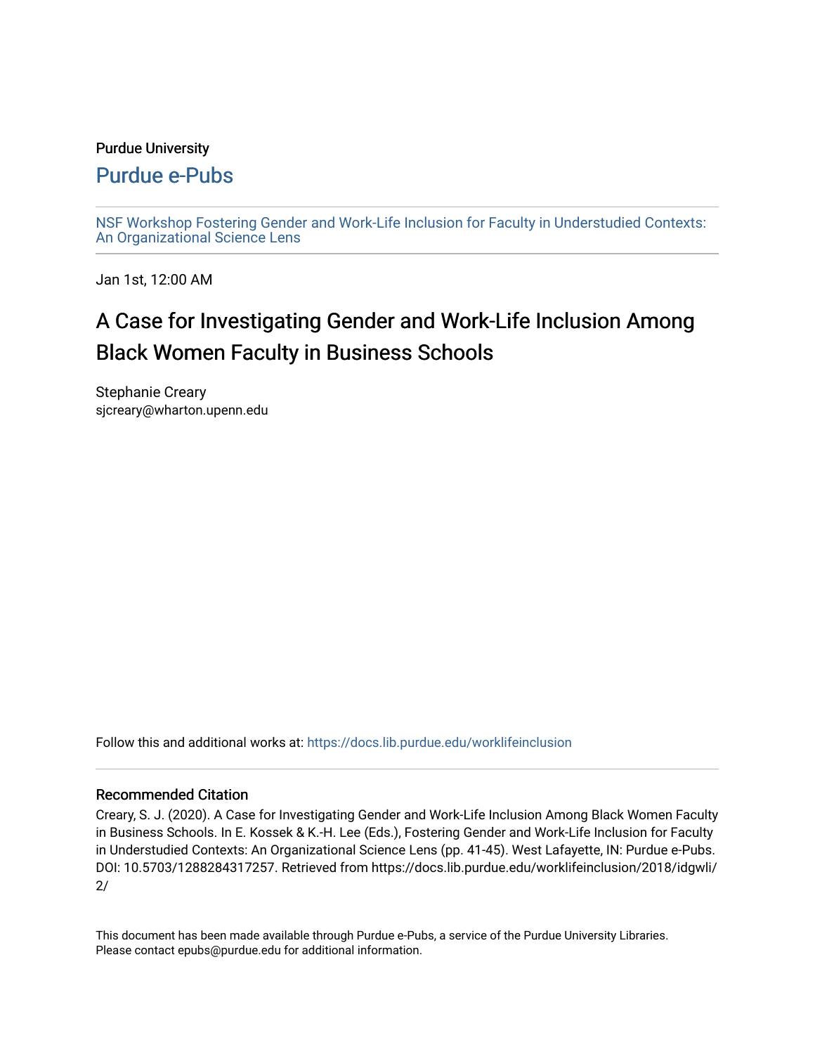Purdue University

## Purdue e-Pubs

NSF Workshop Fostering Gender and Work-Life Inclusion for Faculty in Understudied Contexts: An Organizational Science Lens

Jan 1st, 12:00 AM

# A Case for Investigating Gender and Work-Life Inclusion Among Black Women Faculty in Business Schools

Stephanie Creary
sjcreary@wharton.upenn.edu

Follow this and additional works at: https://docs.lib.purdue.edu/worklifeinclusion

### Recommended Citation

Creary, S. J. (2020). A Case for Investigating Gender and Work-Life Inclusion Among Black Women Faculty in Business Schools. In E. Kossek & K.-H. Lee (Eds.), Fostering Gender and Work-Life Inclusion for Faculty in Understudied Contexts: An Organizational Science Lens (pp. 41-45). West Lafayette, IN: Purdue e-Pubs. DOI: 10.5703/1288284317257. Retrieved from https://docs.lib.purdue.edu/worklifeinclusion/2018/idgwli/2/

This document has been made available through Purdue e-Pubs, a service of the Purdue University Libraries. Please contact epubs@purdue.edu for additional information.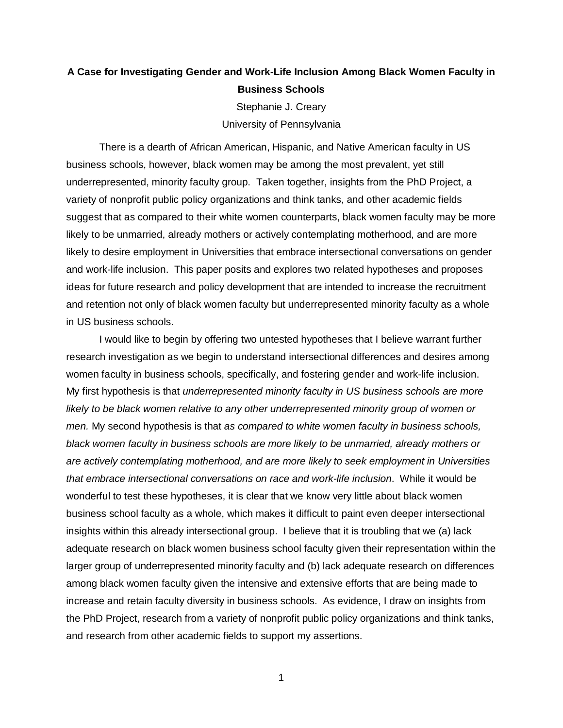**A Case for Investigating Gender and Work-Life Inclusion Among Black Women Faculty in Business Schools**

Stephanie J. Creary

University of Pennsylvania

There is a dearth of African American, Hispanic, and Native American faculty in US business schools, however, black women may be among the most prevalent, yet still underrepresented, minority faculty group. Taken together, insights from the PhD Project, a variety of nonprofit public policy organizations and think tanks, and other academic fields suggest that as compared to their white women counterparts, black women faculty may be more likely to be unmarried, already mothers or actively contemplating motherhood, and are more likely to desire employment in Universities that embrace intersectional conversations on gender and work-life inclusion. This paper posits and explores two related hypotheses and proposes ideas for future research and policy development that are intended to increase the recruitment and retention not only of black women faculty but underrepresented minority faculty as a whole in US business schools.

I would like to begin by offering two untested hypotheses that I believe warrant further research investigation as we begin to understand intersectional differences and desires among women faculty in business schools, specifically, and fostering gender and work-life inclusion. My first hypothesis is that *underrepresented minority faculty in US business schools are more likely to be black women relative to any other underrepresented minority group of women or men.* My second hypothesis is that *as compared to white women faculty in business schools, black women faculty in business schools are more likely to be unmarried, already mothers or are actively contemplating motherhood, and are more likely to seek employment in Universities that embrace intersectional conversations on race and work-life inclusion*. While it would be wonderful to test these hypotheses, it is clear that we know very little about black women business school faculty as a whole, which makes it difficult to paint even deeper intersectional insights within this already intersectional group. I believe that it is troubling that we (a) lack adequate research on black women business school faculty given their representation within the larger group of underrepresented minority faculty and (b) lack adequate research on differences among black women faculty given the intensive and extensive efforts that are being made to increase and retain faculty diversity in business schools. As evidence, I draw on insights from the PhD Project, research from a variety of nonprofit public policy organizations and think tanks, and research from other academic fields to support my assertions.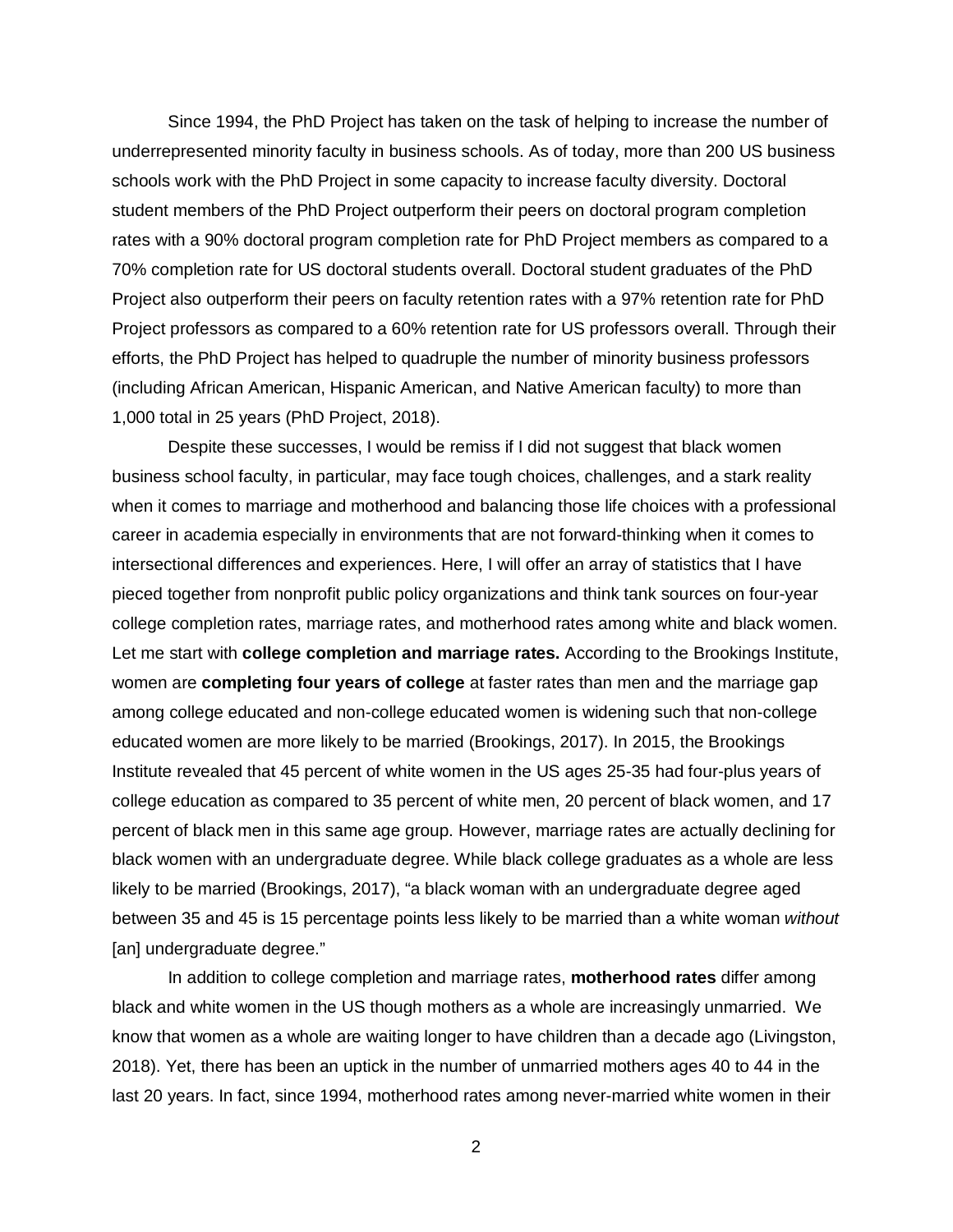Since 1994, the PhD Project has taken on the task of helping to increase the number of underrepresented minority faculty in business schools. As of today, more than 200 US business schools work with the PhD Project in some capacity to increase faculty diversity. Doctoral student members of the PhD Project outperform their peers on doctoral program completion rates with a 90% doctoral program completion rate for PhD Project members as compared to a 70% completion rate for US doctoral students overall. Doctoral student graduates of the PhD Project also outperform their peers on faculty retention rates with a 97% retention rate for PhD Project professors as compared to a 60% retention rate for US professors overall. Through their efforts, the PhD Project has helped to quadruple the number of minority business professors (including African American, Hispanic American, and Native American faculty) to more than 1,000 total in 25 years (PhD Project, 2018).

Despite these successes, I would be remiss if I did not suggest that black women business school faculty, in particular, may face tough choices, challenges, and a stark reality when it comes to marriage and motherhood and balancing those life choices with a professional career in academia especially in environments that are not forward-thinking when it comes to intersectional differences and experiences. Here, I will offer an array of statistics that I have pieced together from nonprofit public policy organizations and think tank sources on four-year college completion rates, marriage rates, and motherhood rates among white and black women. Let me start with **college completion and marriage rates.** According to the Brookings Institute, women are **completing four years of college** at faster rates than men and the marriage gap among college educated and non-college educated women is widening such that non-college educated women are more likely to be married (Brookings, 2017). In 2015, the Brookings Institute revealed that 45 percent of white women in the US ages 25-35 had four-plus years of college education as compared to 35 percent of white men, 20 percent of black women, and 17 percent of black men in this same age group. However, marriage rates are actually declining for black women with an undergraduate degree. While black college graduates as a whole are less likely to be married (Brookings, 2017), "a black woman with an undergraduate degree aged between 35 and 45 is 15 percentage points less likely to be married than a white woman *without* [an] undergraduate degree."

In addition to college completion and marriage rates, **motherhood rates** differ among black and white women in the US though mothers as a whole are increasingly unmarried. We know that women as a whole are waiting longer to have children than a decade ago (Livingston, 2018). Yet, there has been an uptick in the number of unmarried mothers ages 40 to 44 in the last 20 years. In fact, since 1994, motherhood rates among never-married white women in their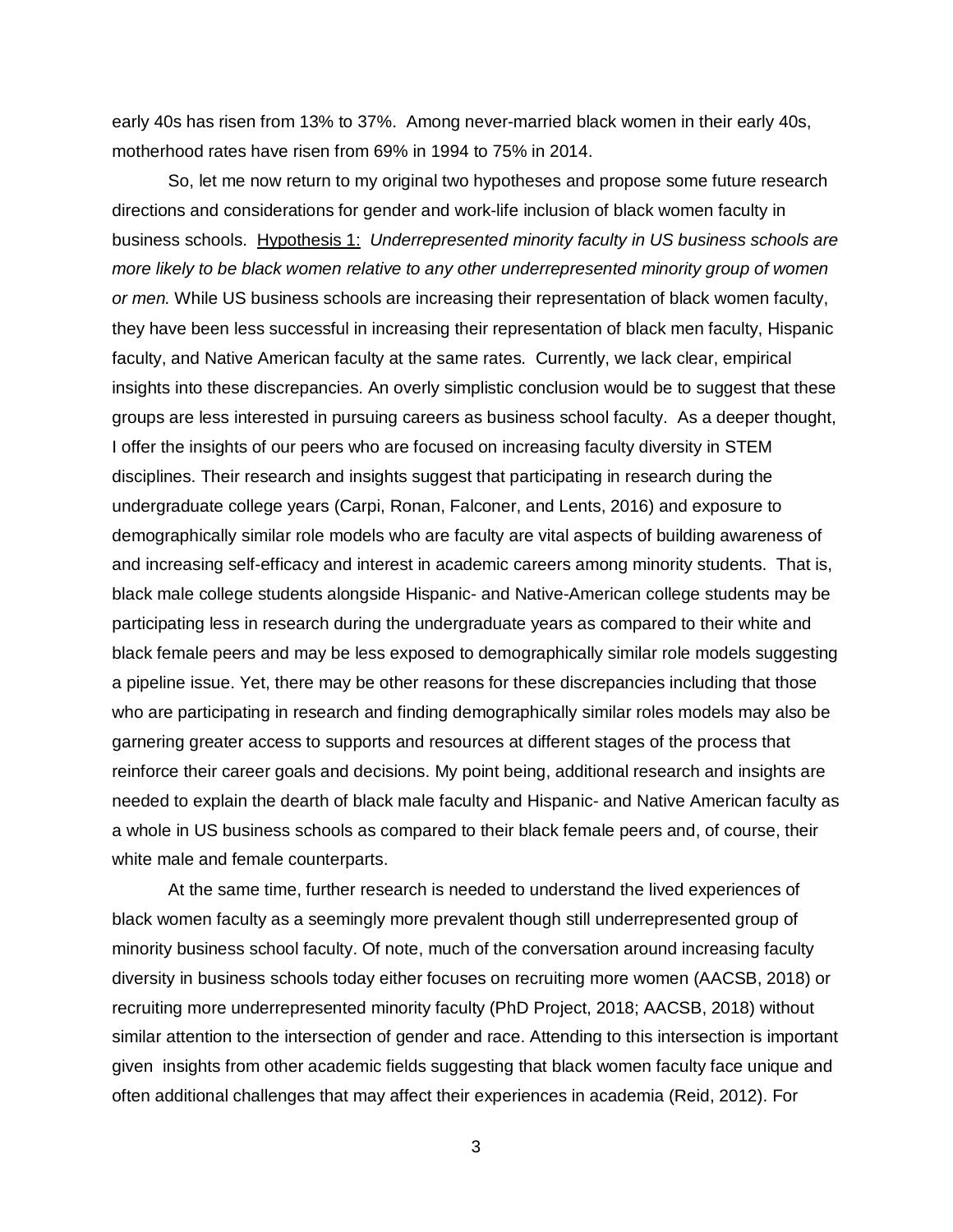early 40s has risen from 13% to 37%. Among never-married black women in their early 40s, motherhood rates have risen from 69% in 1994 to 75% in 2014.

So, let me now return to my original two hypotheses and propose some future research directions and considerations for gender and work-life inclusion of black women faculty in business schools. <u>Hypothesis 1:</u> *Underrepresented minority faculty in US business schools are more likely to be black women relative to any other underrepresented minority group of women or men.* While US business schools are increasing their representation of black women faculty, they have been less successful in increasing their representation of black men faculty, Hispanic faculty, and Native American faculty at the same rates. Currently, we lack clear, empirical insights into these discrepancies. An overly simplistic conclusion would be to suggest that these groups are less interested in pursuing careers as business school faculty. As a deeper thought, I offer the insights of our peers who are focused on increasing faculty diversity in STEM disciplines. Their research and insights suggest that participating in research during the undergraduate college years (Carpi, Ronan, Falconer, and Lents, 2016) and exposure to demographically similar role models who are faculty are vital aspects of building awareness of and increasing self-efficacy and interest in academic careers among minority students. That is, black male college students alongside Hispanic- and Native-American college students may be participating less in research during the undergraduate years as compared to their white and black female peers and may be less exposed to demographically similar role models suggesting a pipeline issue. Yet, there may be other reasons for these discrepancies including that those who are participating in research and finding demographically similar roles models may also be garnering greater access to supports and resources at different stages of the process that reinforce their career goals and decisions. My point being, additional research and insights are needed to explain the dearth of black male faculty and Hispanic- and Native American faculty as a whole in US business schools as compared to their black female peers and, of course, their white male and female counterparts.

At the same time, further research is needed to understand the lived experiences of black women faculty as a seemingly more prevalent though still underrepresented group of minority business school faculty. Of note, much of the conversation around increasing faculty diversity in business schools today either focuses on recruiting more women (AACSB, 2018) or recruiting more underrepresented minority faculty (PhD Project, 2018; AACSB, 2018) without similar attention to the intersection of gender and race. Attending to this intersection is important given insights from other academic fields suggesting that black women faculty face unique and often additional challenges that may affect their experiences in academia (Reid, 2012). For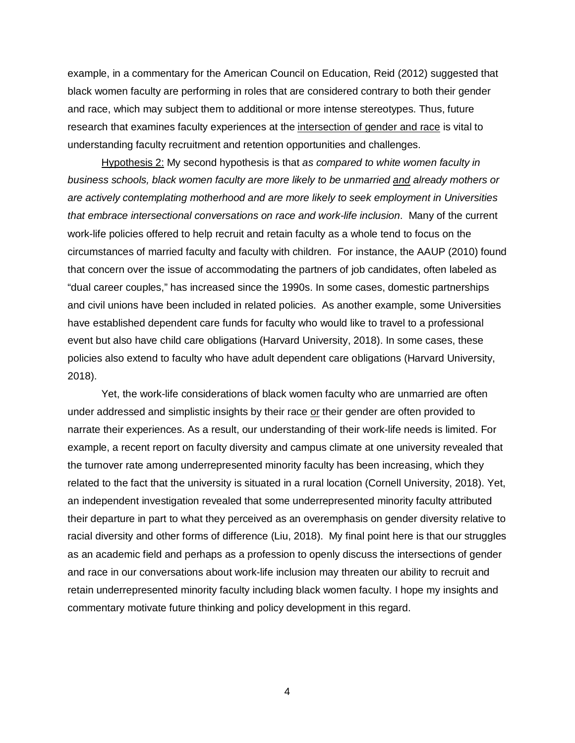example, in a commentary for the American Council on Education, Reid (2012) suggested that black women faculty are performing in roles that are considered contrary to both their gender and race, which may subject them to additional or more intense stereotypes. Thus, future research that examines faculty experiences at the <u>intersection of gender and race</u> is vital to understanding faculty recruitment and retention opportunities and challenges.

<u>Hypothesis 2:</u> My second hypothesis is that *as compared to white women faculty in business schools, black women faculty are more likely to be unmarried <u>and</u> already mothers or are actively contemplating motherhood and are more likely to seek employment in Universities that embrace intersectional conversations on race and work-life inclusion*. Many of the current work-life policies offered to help recruit and retain faculty as a whole tend to focus on the circumstances of married faculty and faculty with children. For instance, the AAUP (2010) found that concern over the issue of accommodating the partners of job candidates, often labeled as "dual career couples," has increased since the 1990s. In some cases, domestic partnerships and civil unions have been included in related policies. As another example, some Universities have established dependent care funds for faculty who would like to travel to a professional event but also have child care obligations (Harvard University, 2018). In some cases, these policies also extend to faculty who have adult dependent care obligations (Harvard University, 2018).

Yet, the work-life considerations of black women faculty who are unmarried are often under addressed and simplistic insights by their race <u>or</u> their gender are often provided to narrate their experiences. As a result, our understanding of their work-life needs is limited. For example, a recent report on faculty diversity and campus climate at one university revealed that the turnover rate among underrepresented minority faculty has been increasing, which they related to the fact that the university is situated in a rural location (Cornell University, 2018). Yet, an independent investigation revealed that some underrepresented minority faculty attributed their departure in part to what they perceived as an overemphasis on gender diversity relative to racial diversity and other forms of difference (Liu, 2018). My final point here is that our struggles as an academic field and perhaps as a profession to openly discuss the intersections of gender and race in our conversations about work-life inclusion may threaten our ability to recruit and retain underrepresented minority faculty including black women faculty. I hope my insights and commentary motivate future thinking and policy development in this regard.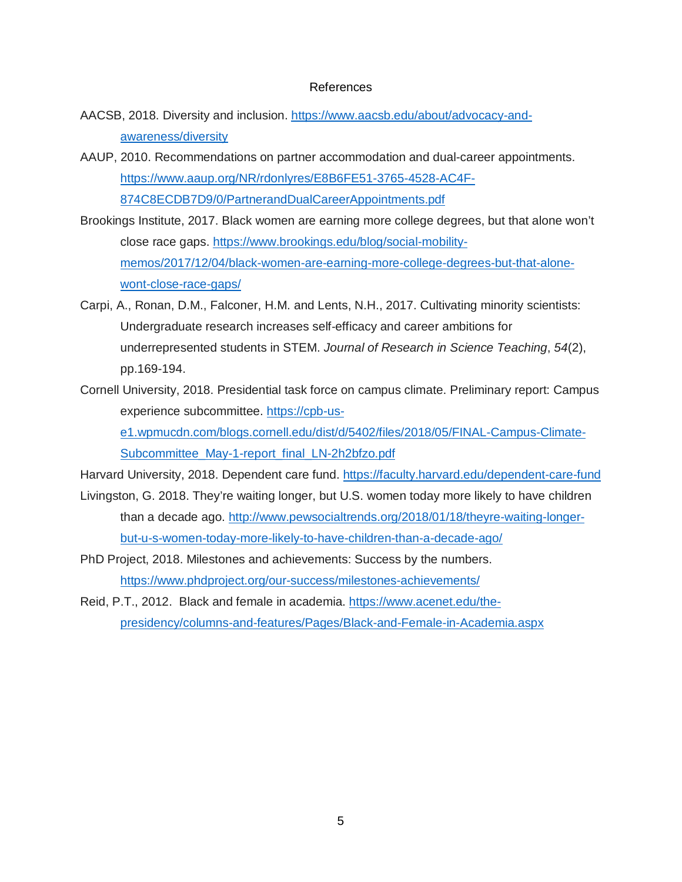# References

AACSB, 2018. Diversity and inclusion. https://www.aacsb.edu/about/advocacy-and-awareness/diversity

AAUP, 2010. Recommendations on partner accommodation and dual-career appointments. https://www.aaup.org/NR/rdonlyres/E8B6FE51-3765-4528-AC4F-874C8ECDB7D9/0/PartnerandDualCareerAppointments.pdf

Brookings Institute, 2017. Black women are earning more college degrees, but that alone won't close race gaps. https://www.brookings.edu/blog/social-mobility-memos/2017/12/04/black-women-are-earning-more-college-degrees-but-that-alone-wont-close-race-gaps/

Carpi, A., Ronan, D.M., Falconer, H.M. and Lents, N.H., 2017. Cultivating minority scientists: Undergraduate research increases self-efficacy and career ambitions for underrepresented students in STEM. *Journal of Research in Science Teaching*, *54*(2), pp.169-194.

Cornell University, 2018. Presidential task force on campus climate. Preliminary report: Campus experience subcommittee. https://cpb-us-e1.wpmucdn.com/blogs.cornell.edu/dist/d/5402/files/2018/05/FINAL-Campus-Climate-Subcommittee_May-1-report_final_LN-2h2bfzo.pdf

Harvard University, 2018. Dependent care fund. https://faculty.harvard.edu/dependent-care-fund

Livingston, G. 2018. They're waiting longer, but U.S. women today more likely to have children than a decade ago. http://www.pewsocialtrends.org/2018/01/18/theyre-waiting-longer-but-u-s-women-today-more-likely-to-have-children-than-a-decade-ago/

PhD Project, 2018. Milestones and achievements: Success by the numbers. https://www.phdproject.org/our-success/milestones-achievements/

Reid, P.T., 2012. Black and female in academia. https://www.acenet.edu/the-presidency/columns-and-features/Pages/Black-and-Female-in-Academia.aspx